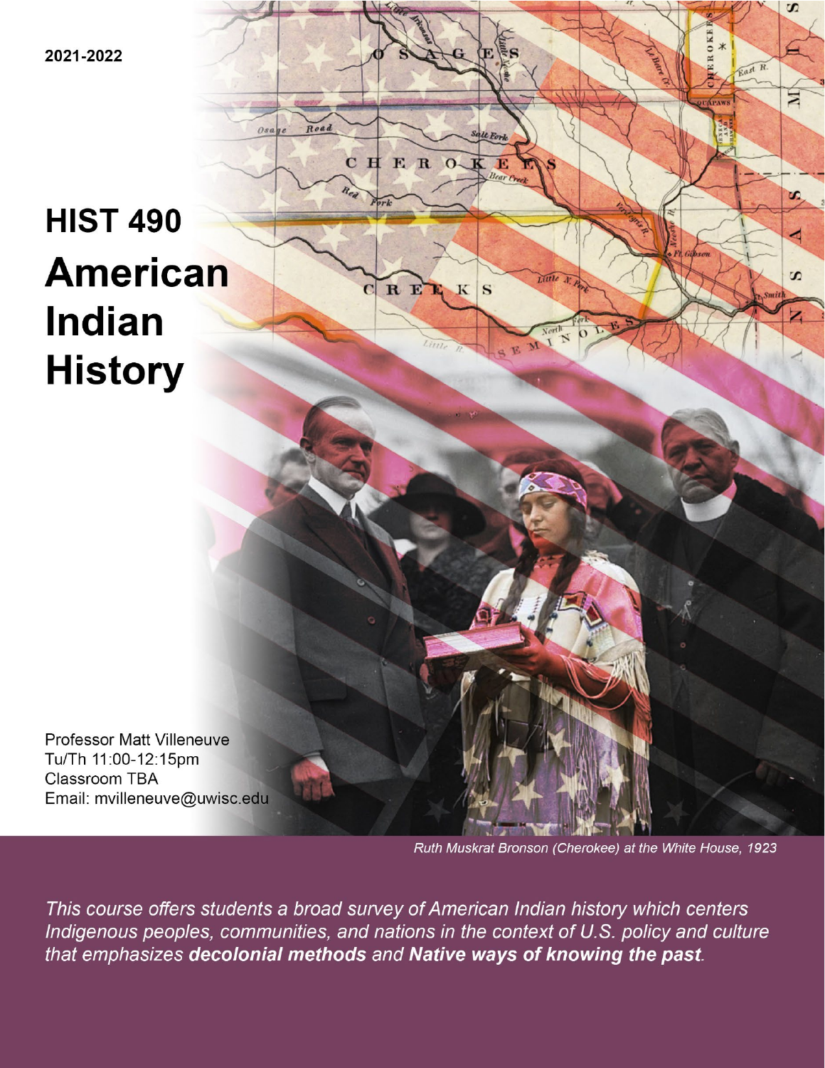2021-2022

# HIST 490

# American Indian History

Professor Matt Villeneuve
Tu/Th 11:00-12:15pm
Classroom TBA
Email: mvilleneuve@uwisc.edu

*Ruth Muskrat Bronson (Cherokee) at the White House, 1923*

*This course offers students a broad survey of American Indian history which centers Indigenous peoples, communities, and nations in the context of U.S. policy and culture that emphasizes **decolonial methods** and **Native ways of knowing the past**.*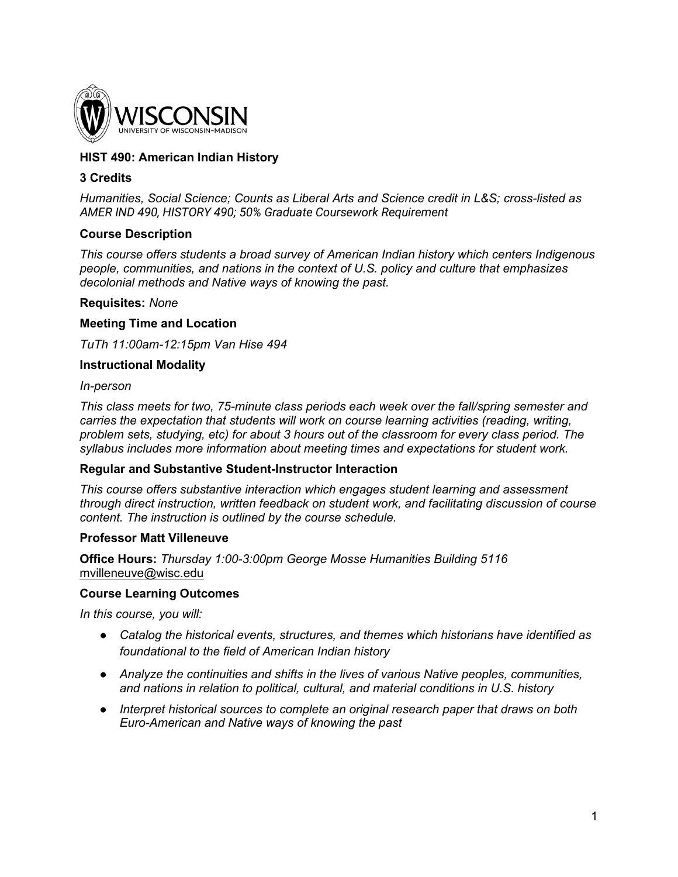**HIST 490: American Indian History**

**3 Credits**

*Humanities, Social Science; Counts as Liberal Arts and Science credit in L&S; cross-listed as AMER IND 490, HISTORY 490; 50% Graduate Coursework Requirement*

**Course Description**

*This course offers students a broad survey of American Indian history which centers Indigenous people, communities, and nations in the context of U.S. policy and culture that emphasizes decolonial methods and Native ways of knowing the past.*

**Requisites:** *None*

**Meeting Time and Location**

*TuTh 11:00am-12:15pm Van Hise 494*

**Instructional Modality**

*In-person*

*This class meets for two, 75-minute class periods each week over the fall/spring semester and carries the expectation that students will work on course learning activities (reading, writing, problem sets, studying, etc) for about 3 hours out of the classroom for every class period. The syllabus includes more information about meeting times and expectations for student work.*

**Regular and Substantive Student-Instructor Interaction**

*This course offers substantive interaction which engages student learning and assessment through direct instruction, written feedback on student work, and facilitating discussion of course content. The instruction is outlined by the course schedule.*

**Professor Matt Villeneuve**

**Office Hours:** *Thursday 1:00-3:00pm George Mosse Humanities Building 5116*
mvilleneuve@wisc.edu

**Course Learning Outcomes**

*In this course, you will:*

- *Catalog the historical events, structures, and themes which historians have identified as foundational to the field of American Indian history*
- *Analyze the continuities and shifts in the lives of various Native peoples, communities, and nations in relation to political, cultural, and material conditions in U.S. history*
- *Interpret historical sources to complete an original research paper that draws on both Euro-American and Native ways of knowing the past*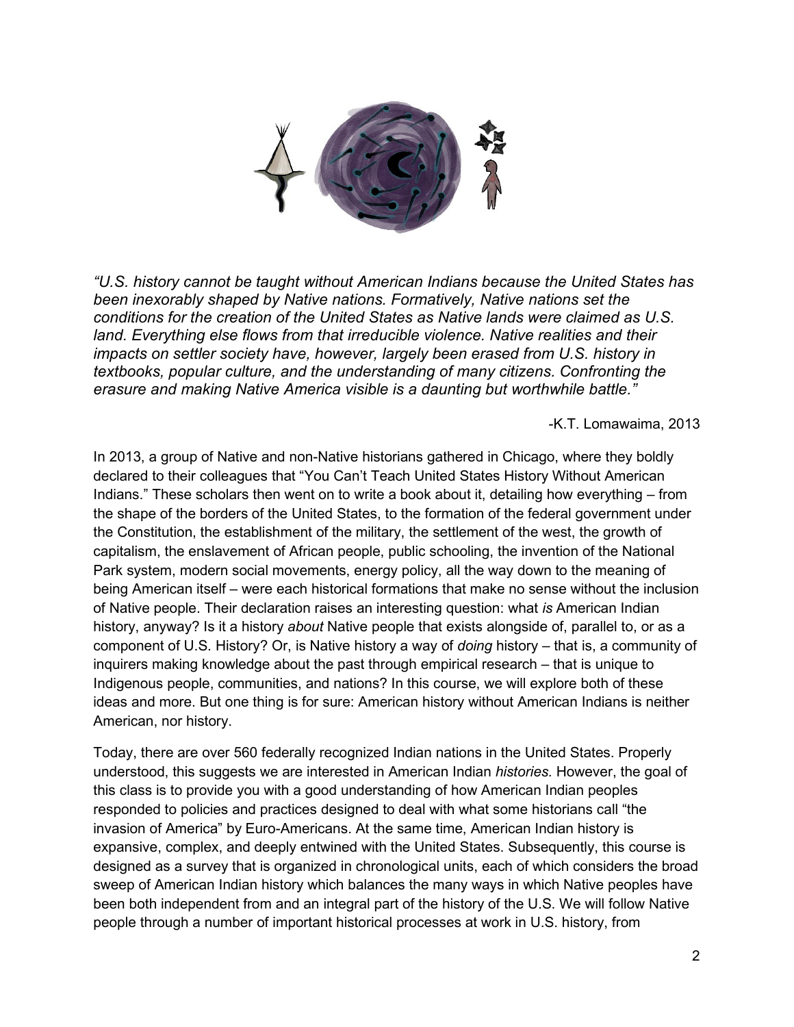*"U.S. history cannot be taught without American Indians because the United States has been inexorably shaped by Native nations. Formatively, Native nations set the conditions for the creation of the United States as Native lands were claimed as U.S. land. Everything else flows from that irreducible violence. Native realities and their impacts on settler society have, however, largely been erased from U.S. history in textbooks, popular culture, and the understanding of many citizens. Confronting the erasure and making Native America visible is a daunting but worthwhile battle."*

-K.T. Lomawaima, 2013

In 2013, a group of Native and non-Native historians gathered in Chicago, where they boldly declared to their colleagues that "You Can't Teach United States History Without American Indians." These scholars then went on to write a book about it, detailing how everything – from the shape of the borders of the United States, to the formation of the federal government under the Constitution, the establishment of the military, the settlement of the west, the growth of capitalism, the enslavement of African people, public schooling, the invention of the National Park system, modern social movements, energy policy, all the way down to the meaning of being American itself – were each historical formations that make no sense without the inclusion of Native people. Their declaration raises an interesting question: what *is* American Indian history, anyway? Is it a history *about* Native people that exists alongside of, parallel to, or as a component of U.S. History? Or, is Native history a way of *doing* history – that is, a community of inquirers making knowledge about the past through empirical research – that is unique to Indigenous people, communities, and nations? In this course, we will explore both of these ideas and more. But one thing is for sure: American history without American Indians is neither American, nor history.

Today, there are over 560 federally recognized Indian nations in the United States. Properly understood, this suggests we are interested in American Indian *histories*. However, the goal of this class is to provide you with a good understanding of how American Indian peoples responded to policies and practices designed to deal with what some historians call "the invasion of America" by Euro-Americans. At the same time, American Indian history is expansive, complex, and deeply entwined with the United States. Subsequently, this course is designed as a survey that is organized in chronological units, each of which considers the broad sweep of American Indian history which balances the many ways in which Native peoples have been both independent from and an integral part of the history of the U.S. We will follow Native people through a number of important historical processes at work in U.S. history, from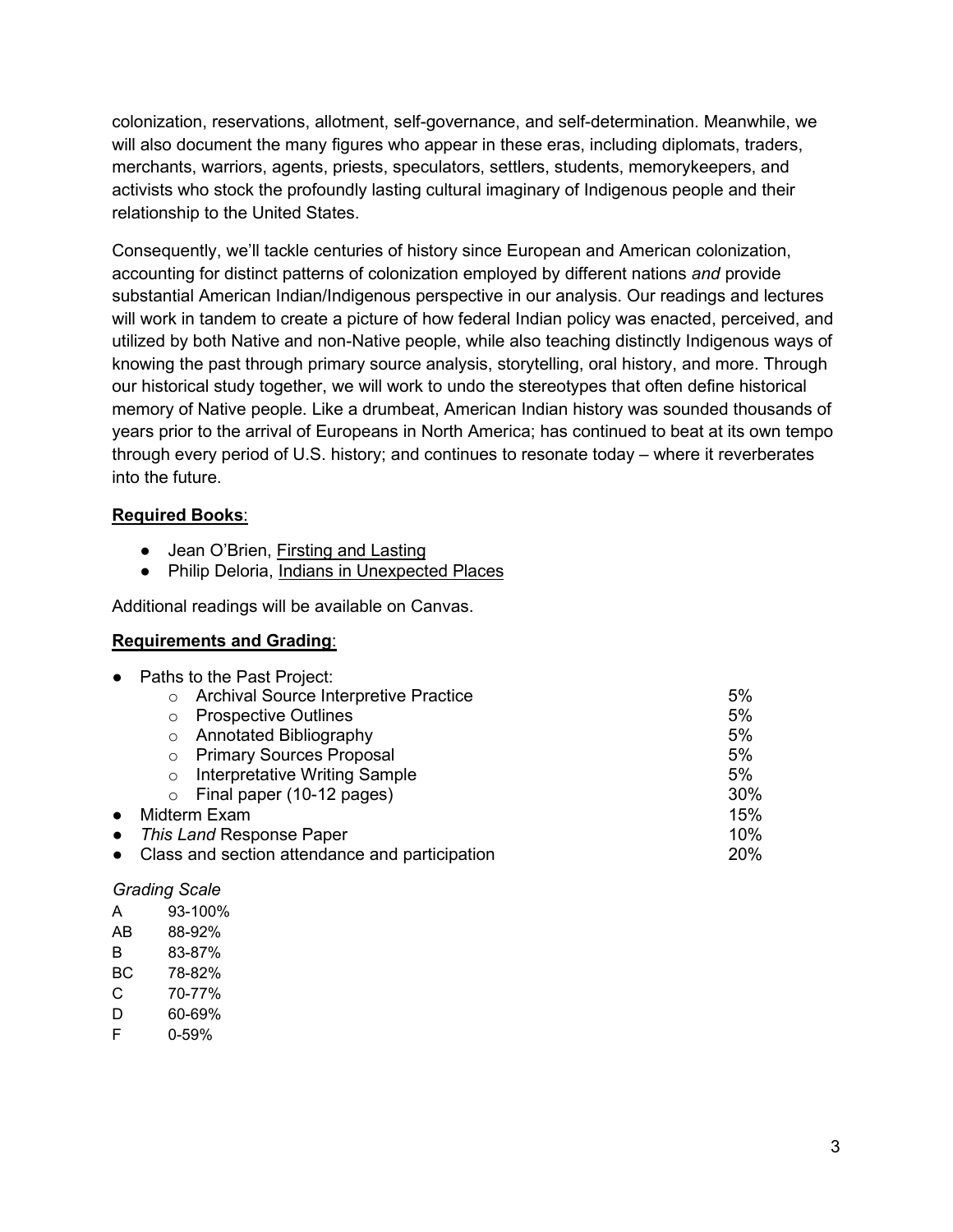colonization, reservations, allotment, self-governance, and self-determination. Meanwhile, we will also document the many figures who appear in these eras, including diplomats, traders, merchants, warriors, agents, priests, speculators, settlers, students, memorykeepers, and activists who stock the profoundly lasting cultural imaginary of Indigenous people and their relationship to the United States.

Consequently, we'll tackle centuries of history since European and American colonization, accounting for distinct patterns of colonization employed by different nations *and* provide substantial American Indian/Indigenous perspective in our analysis. Our readings and lectures will work in tandem to create a picture of how federal Indian policy was enacted, perceived, and utilized by both Native and non-Native people, while also teaching distinctly Indigenous ways of knowing the past through primary source analysis, storytelling, oral history, and more. Through our historical study together, we will work to undo the stereotypes that often define historical memory of Native people. Like a drumbeat, American Indian history was sounded thousands of years prior to the arrival of Europeans in North America; has continued to beat at its own tempo through every period of U.S. history; and continues to resonate today – where it reverberates into the future.

**Required Books**:

- Jean O'Brien, Firsting and Lasting
- Philip Deloria, Indians in Unexpected Places

Additional readings will be available on Canvas.

**Requirements and Grading**:

- Paths to the Past Project:
  - Archival Source Interpretive Practice — 5%
  - Prospective Outlines — 5%
  - Annotated Bibliography — 5%
  - Primary Sources Proposal — 5%
  - Interpretative Writing Sample — 5%
  - Final paper (10-12 pages) — 30%
- Midterm Exam — 15%
- *This Land* Response Paper — 10%
- Class and section attendance and participation — 20%

*Grading Scale*

| | |
|---|---|
| A | 93-100% |
| AB | 88-92% |
| B | 83-87% |
| BC | 78-82% |
| C | 70-77% |
| D | 60-69% |
| F | 0-59% |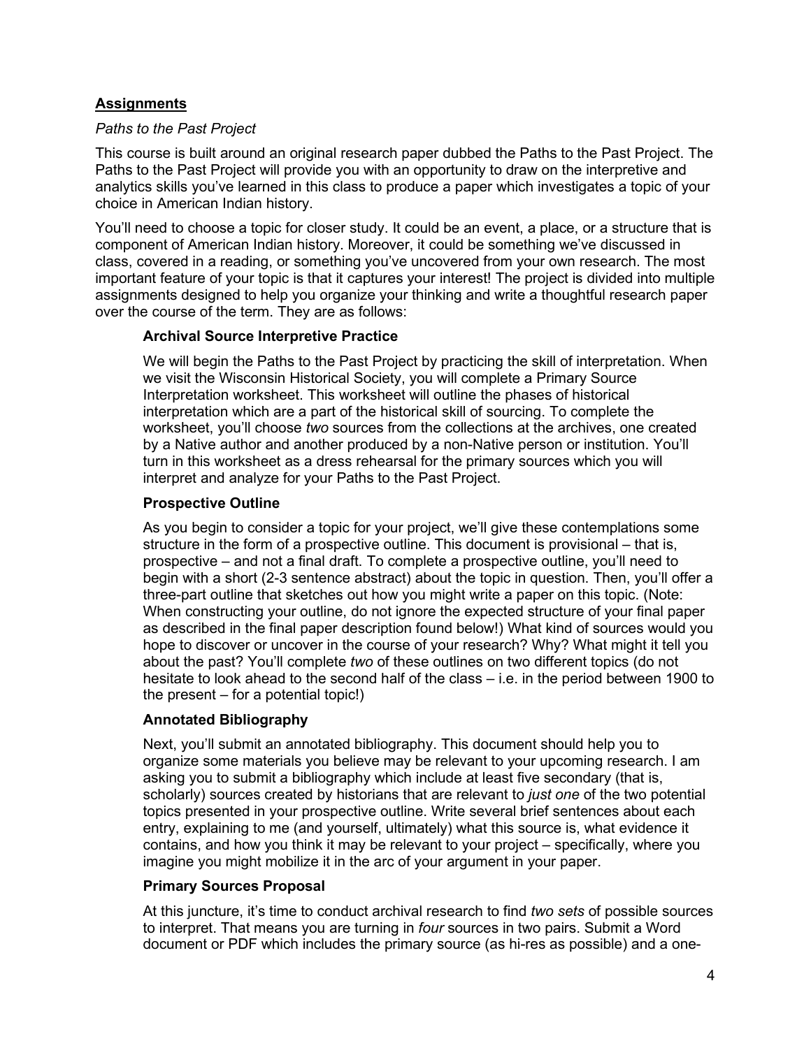## **Assignments**

*Paths to the Past Project*

This course is built around an original research paper dubbed the Paths to the Past Project. The Paths to the Past Project will provide you with an opportunity to draw on the interpretive and analytics skills you've learned in this class to produce a paper which investigates a topic of your choice in American Indian history.

You'll need to choose a topic for closer study. It could be an event, a place, or a structure that is component of American Indian history. Moreover, it could be something we've discussed in class, covered in a reading, or something you've uncovered from your own research. The most important feature of your topic is that it captures your interest! The project is divided into multiple assignments designed to help you organize your thinking and write a thoughtful research paper over the course of the term. They are as follows:

### Archival Source Interpretive Practice

We will begin the Paths to the Past Project by practicing the skill of interpretation. When we visit the Wisconsin Historical Society, you will complete a Primary Source Interpretation worksheet. This worksheet will outline the phases of historical interpretation which are a part of the historical skill of sourcing. To complete the worksheet, you'll choose *two* sources from the collections at the archives, one created by a Native author and another produced by a non-Native person or institution. You'll turn in this worksheet as a dress rehearsal for the primary sources which you will interpret and analyze for your Paths to the Past Project.

### Prospective Outline

As you begin to consider a topic for your project, we'll give these contemplations some structure in the form of a prospective outline. This document is provisional – that is, prospective – and not a final draft. To complete a prospective outline, you'll need to begin with a short (2-3 sentence abstract) about the topic in question. Then, you'll offer a three-part outline that sketches out how you might write a paper on this topic. (Note: When constructing your outline, do not ignore the expected structure of your final paper as described in the final paper description found below!) What kind of sources would you hope to discover or uncover in the course of your research? Why? What might it tell you about the past? You'll complete *two* of these outlines on two different topics (do not hesitate to look ahead to the second half of the class – i.e. in the period between 1900 to the present – for a potential topic!)

### Annotated Bibliography

Next, you'll submit an annotated bibliography. This document should help you to organize some materials you believe may be relevant to your upcoming research. I am asking you to submit a bibliography which include at least five secondary (that is, scholarly) sources created by historians that are relevant to *just one* of the two potential topics presented in your prospective outline. Write several brief sentences about each entry, explaining to me (and yourself, ultimately) what this source is, what evidence it contains, and how you think it may be relevant to your project – specifically, where you imagine you might mobilize it in the arc of your argument in your paper.

### Primary Sources Proposal

At this juncture, it's time to conduct archival research to find *two sets* of possible sources to interpret. That means you are turning in *four* sources in two pairs. Submit a Word document or PDF which includes the primary source (as hi-res as possible) and a one-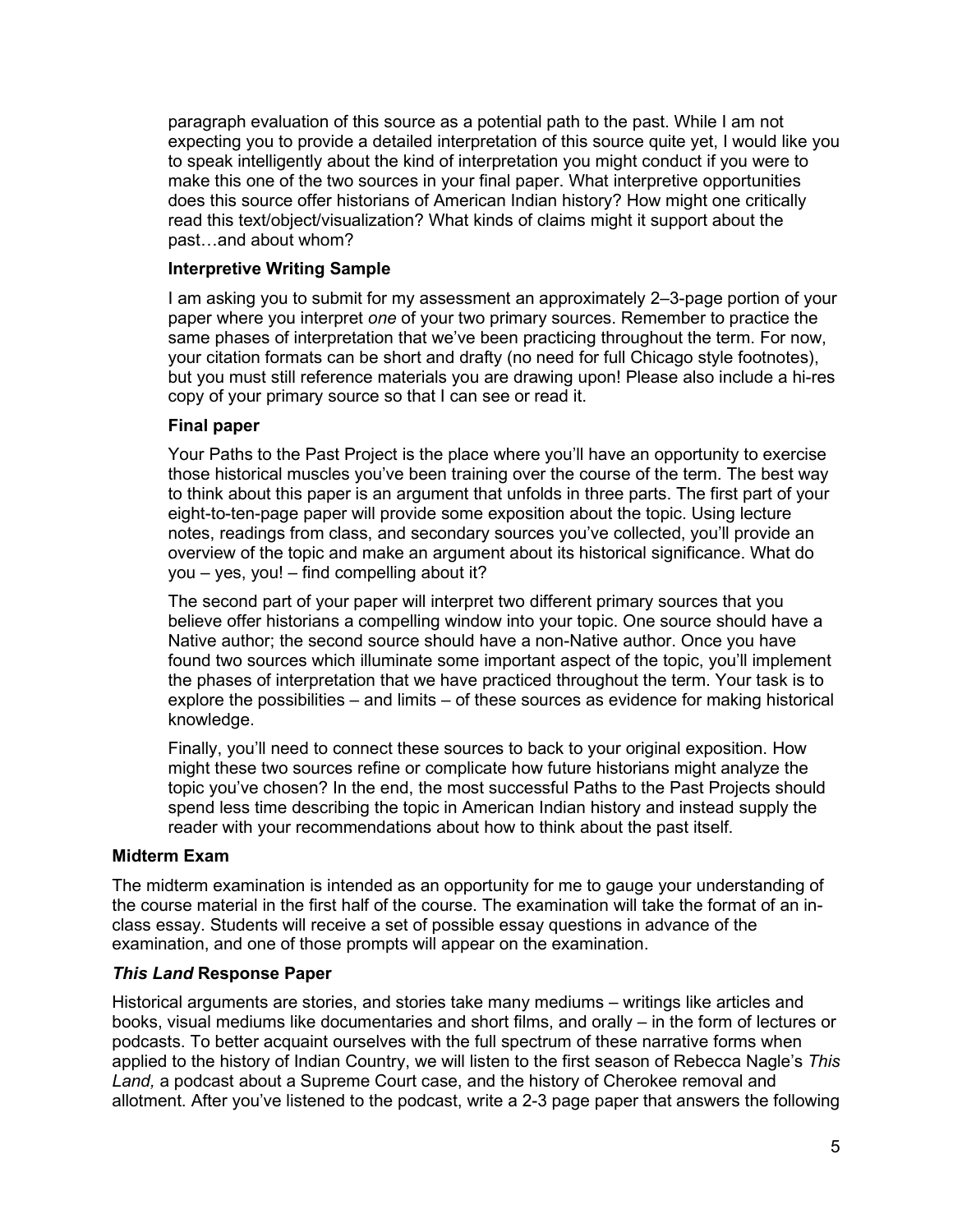paragraph evaluation of this source as a potential path to the past. While I am not expecting you to provide a detailed interpretation of this source quite yet, I would like you to speak intelligently about the kind of interpretation you might conduct if you were to make this one of the two sources in your final paper. What interpretive opportunities does this source offer historians of American Indian history? How might one critically read this text/object/visualization? What kinds of claims might it support about the past…and about whom?

**Interpretive Writing Sample**

I am asking you to submit for my assessment an approximately 2–3-page portion of your paper where you interpret *one* of your two primary sources. Remember to practice the same phases of interpretation that we've been practicing throughout the term. For now, your citation formats can be short and drafty (no need for full Chicago style footnotes), but you must still reference materials you are drawing upon! Please also include a hi-res copy of your primary source so that I can see or read it.

**Final paper**

Your Paths to the Past Project is the place where you'll have an opportunity to exercise those historical muscles you've been training over the course of the term. The best way to think about this paper is an argument that unfolds in three parts. The first part of your eight-to-ten-page paper will provide some exposition about the topic. Using lecture notes, readings from class, and secondary sources you've collected, you'll provide an overview of the topic and make an argument about its historical significance. What do you – yes, you! – find compelling about it?

The second part of your paper will interpret two different primary sources that you believe offer historians a compelling window into your topic. One source should have a Native author; the second source should have a non-Native author. Once you have found two sources which illuminate some important aspect of the topic, you'll implement the phases of interpretation that we have practiced throughout the term. Your task is to explore the possibilities – and limits – of these sources as evidence for making historical knowledge.

Finally, you'll need to connect these sources to back to your original exposition. How might these two sources refine or complicate how future historians might analyze the topic you've chosen? In the end, the most successful Paths to the Past Projects should spend less time describing the topic in American Indian history and instead supply the reader with your recommendations about how to think about the past itself.

**Midterm Exam**

The midterm examination is intended as an opportunity for me to gauge your understanding of the course material in the first half of the course. The examination will take the format of an in-class essay. Students will receive a set of possible essay questions in advance of the examination, and one of those prompts will appear on the examination.

***This Land* Response Paper**

Historical arguments are stories, and stories take many mediums – writings like articles and books, visual mediums like documentaries and short films, and orally – in the form of lectures or podcasts. To better acquaint ourselves with the full spectrum of these narrative forms when applied to the history of Indian Country, we will listen to the first season of Rebecca Nagle's *This Land,* a podcast about a Supreme Court case, and the history of Cherokee removal and allotment. After you've listened to the podcast, write a 2-3 page paper that answers the following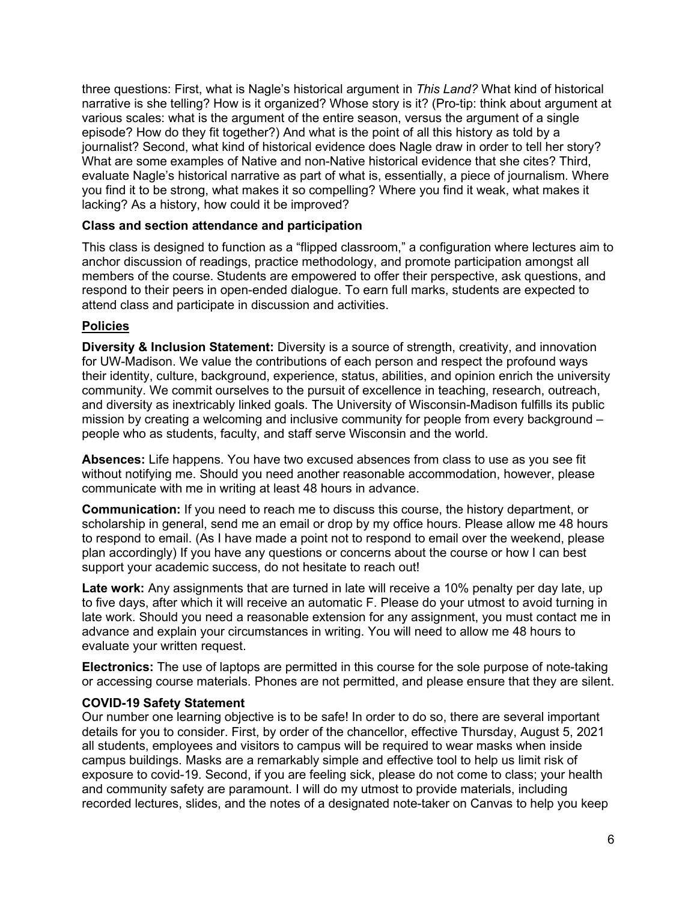three questions: First, what is Nagle's historical argument in *This Land?* What kind of historical narrative is she telling? How is it organized? Whose story is it? (Pro-tip: think about argument at various scales: what is the argument of the entire season, versus the argument of a single episode? How do they fit together?) And what is the point of all this history as told by a journalist? Second, what kind of historical evidence does Nagle draw in order to tell her story? What are some examples of Native and non-Native historical evidence that she cites? Third, evaluate Nagle's historical narrative as part of what is, essentially, a piece of journalism. Where you find it to be strong, what makes it so compelling? Where you find it weak, what makes it lacking? As a history, how could it be improved?

**Class and section attendance and participation**

This class is designed to function as a "flipped classroom," a configuration where lectures aim to anchor discussion of readings, practice methodology, and promote participation amongst all members of the course. Students are empowered to offer their perspective, ask questions, and respond to their peers in open-ended dialogue. To earn full marks, students are expected to attend class and participate in discussion and activities.

## Policies

**Diversity & Inclusion Statement:** Diversity is a source of strength, creativity, and innovation for UW-Madison. We value the contributions of each person and respect the profound ways their identity, culture, background, experience, status, abilities, and opinion enrich the university community. We commit ourselves to the pursuit of excellence in teaching, research, outreach, and diversity as inextricably linked goals. The University of Wisconsin-Madison fulfills its public mission by creating a welcoming and inclusive community for people from every background – people who as students, faculty, and staff serve Wisconsin and the world.

**Absences:** Life happens. You have two excused absences from class to use as you see fit without notifying me. Should you need another reasonable accommodation, however, please communicate with me in writing at least 48 hours in advance.

**Communication:** If you need to reach me to discuss this course, the history department, or scholarship in general, send me an email or drop by my office hours. Please allow me 48 hours to respond to email. (As I have made a point not to respond to email over the weekend, please plan accordingly) If you have any questions or concerns about the course or how I can best support your academic success, do not hesitate to reach out!

**Late work:** Any assignments that are turned in late will receive a 10% penalty per day late, up to five days, after which it will receive an automatic F. Please do your utmost to avoid turning in late work. Should you need a reasonable extension for any assignment, you must contact me in advance and explain your circumstances in writing. You will need to allow me 48 hours to evaluate your written request.

**Electronics:** The use of laptops are permitted in this course for the sole purpose of note-taking or accessing course materials. Phones are not permitted, and please ensure that they are silent.

**COVID-19 Safety Statement**

Our number one learning objective is to be safe! In order to do so, there are several important details for you to consider. First, by order of the chancellor, effective Thursday, August 5, 2021 all students, employees and visitors to campus will be required to wear masks when inside campus buildings. Masks are a remarkably simple and effective tool to help us limit risk of exposure to covid-19. Second, if you are feeling sick, please do not come to class; your health and community safety are paramount. I will do my utmost to provide materials, including recorded lectures, slides, and the notes of a designated note-taker on Canvas to help you keep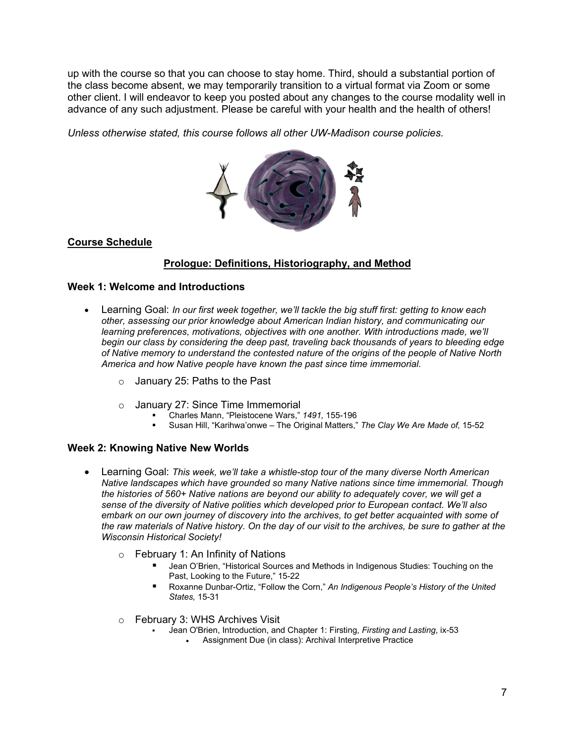up with the course so that you can choose to stay home. Third, should a substantial portion of the class become absent, we may temporarily transition to a virtual format via Zoom or some other client. I will endeavor to keep you posted about any changes to the course modality well in advance of any such adjustment. Please be careful with your health and the health of others!

*Unless otherwise stated, this course follows all other UW-Madison course policies.*

## Course Schedule

### Prologue: Definitions, Historiography, and Method

#### Week 1: Welcome and Introductions

- Learning Goal: *In our first week together, we'll tackle the big stuff first: getting to know each other, assessing our prior knowledge about American Indian history, and communicating our learning preferences, motivations, objectives with one another. With introductions made, we'll begin our class by considering the deep past, traveling back thousands of years to bleeding edge of Native memory to understand the contested nature of the origins of the people of Native North America and how Native people have known the past since time immemorial.*
  - January 25: Paths to the Past
  - January 27: Since Time Immemorial
    - Charles Mann, "Pleistocene Wars," *1491,* 155-196
    - Susan Hill, "Karihwa'onwe – The Original Matters," *The Clay We Are Made of,* 15-52

#### Week 2: Knowing Native New Worlds

- Learning Goal: *This week, we'll take a whistle-stop tour of the many diverse North American Native landscapes which have grounded so many Native nations since time immemorial. Though the histories of 560+ Native nations are beyond our ability to adequately cover, we will get a sense of the diversity of Native polities which developed prior to European contact. We'll also embark on our own journey of discovery into the archives, to get better acquainted with some of the raw materials of Native history. On the day of our visit to the archives, be sure to gather at the Wisconsin Historical Society!*
  - February 1: An Infinity of Nations
    - Jean O'Brien, "Historical Sources and Methods in Indigenous Studies: Touching on the Past, Looking to the Future," 15-22
    - Roxanne Dunbar-Ortiz, "Follow the Corn," *An Indigenous People's History of the United States,* 15-31
  - February 3: WHS Archives Visit
    - Jean O'Brien, Introduction, and Chapter 1: Firsting, *Firsting and Lasting*, ix-53
      - Assignment Due (in class): Archival Interpretive Practice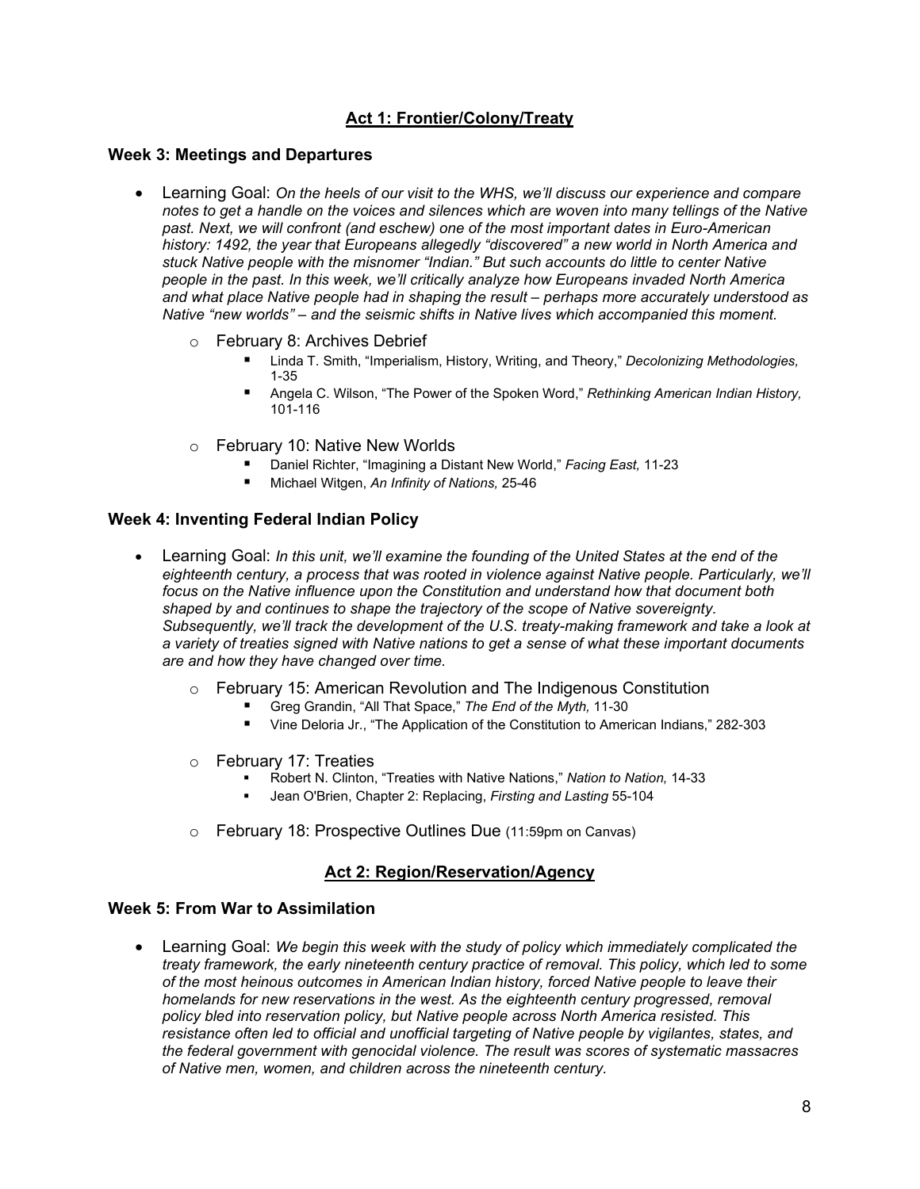## Act 1: Frontier/Colony/Treaty

### Week 3: Meetings and Departures

- Learning Goal: *On the heels of our visit to the WHS, we'll discuss our experience and compare notes to get a handle on the voices and silences which are woven into many tellings of the Native past. Next, we will confront (and eschew) one of the most important dates in Euro-American history: 1492, the year that Europeans allegedly "discovered" a new world in North America and stuck Native people with the misnomer "Indian." But such accounts do little to center Native people in the past. In this week, we'll critically analyze how Europeans invaded North America and what place Native people had in shaping the result – perhaps more accurately understood as Native "new worlds" – and the seismic shifts in Native lives which accompanied this moment.*
  - February 8: Archives Debrief
    - Linda T. Smith, "Imperialism, History, Writing, and Theory," *Decolonizing Methodologies,* 1-35
    - Angela C. Wilson, "The Power of the Spoken Word," *Rethinking American Indian History,* 101-116
  - February 10: Native New Worlds
    - Daniel Richter, "Imagining a Distant New World," *Facing East,* 11-23
    - Michael Witgen, *An Infinity of Nations,* 25-46

### Week 4: Inventing Federal Indian Policy

- Learning Goal: *In this unit, we'll examine the founding of the United States at the end of the eighteenth century, a process that was rooted in violence against Native people. Particularly, we'll focus on the Native influence upon the Constitution and understand how that document both shaped by and continues to shape the trajectory of the scope of Native sovereignty. Subsequently, we'll track the development of the U.S. treaty-making framework and take a look at a variety of treaties signed with Native nations to get a sense of what these important documents are and how they have changed over time.*
  - February 15: American Revolution and The Indigenous Constitution
    - Greg Grandin, "All That Space," *The End of the Myth,* 11-30
    - Vine Deloria Jr., "The Application of the Constitution to American Indians," 282-303
  - February 17: Treaties
    - Robert N. Clinton, "Treaties with Native Nations," *Nation to Nation,* 14-33
    - Jean O'Brien, Chapter 2: Replacing, *Firsting and Lasting* 55-104
  - February 18: Prospective Outlines Due (11:59pm on Canvas)

## Act 2: Region/Reservation/Agency

### Week 5: From War to Assimilation

- Learning Goal: *We begin this week with the study of policy which immediately complicated the treaty framework, the early nineteenth century practice of removal. This policy, which led to some of the most heinous outcomes in American Indian history, forced Native people to leave their homelands for new reservations in the west. As the eighteenth century progressed, removal policy bled into reservation policy, but Native people across North America resisted. This resistance often led to official and unofficial targeting of Native people by vigilantes, states, and the federal government with genocidal violence. The result was scores of systematic massacres of Native men, women, and children across the nineteenth century.*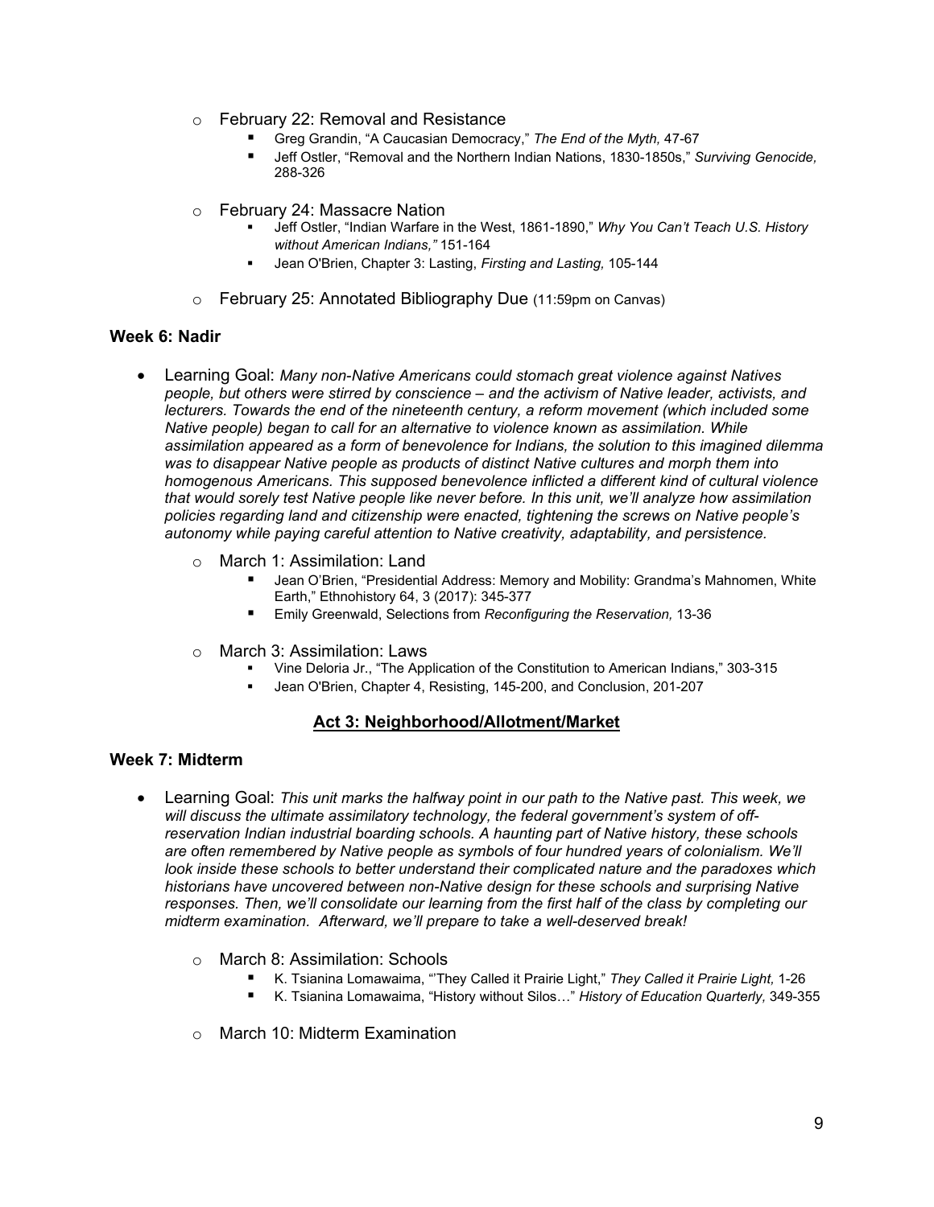- February 22: Removal and Resistance
  - Greg Grandin, "A Caucasian Democracy," *The End of the Myth,* 47-67
  - Jeff Ostler, "Removal and the Northern Indian Nations, 1830-1850s," *Surviving Genocide,* 288-326

- February 24: Massacre Nation
  - Jeff Ostler, "Indian Warfare in the West, 1861-1890," *Why You Can't Teach U.S. History without American Indians,"* 151-164
  - Jean O'Brien, Chapter 3: Lasting, *Firsting and Lasting,* 105-144

- February 25: Annotated Bibliography Due (11:59pm on Canvas)

### Week 6: Nadir

- Learning Goal: *Many non-Native Americans could stomach great violence against Natives people, but others were stirred by conscience – and the activism of Native leader, activists, and lecturers. Towards the end of the nineteenth century, a reform movement (which included some Native people) began to call for an alternative to violence known as assimilation. While assimilation appeared as a form of benevolence for Indians, the solution to this imagined dilemma was to disappear Native people as products of distinct Native cultures and morph them into homogenous Americans. This supposed benevolence inflicted a different kind of cultural violence that would sorely test Native people like never before. In this unit, we'll analyze how assimilation policies regarding land and citizenship were enacted, tightening the screws on Native people's autonomy while paying careful attention to Native creativity, adaptability, and persistence.*

  - March 1: Assimilation: Land
    - Jean O'Brien, "Presidential Address: Memory and Mobility: Grandma's Mahnomen, White Earth," Ethnohistory 64, 3 (2017): 345-377
    - Emily Greenwald, Selections from *Reconfiguring the Reservation,* 13-36

  - March 3: Assimilation: Laws
    - Vine Deloria Jr., "The Application of the Constitution to American Indians," 303-315
    - Jean O'Brien, Chapter 4, Resisting, 145-200, and Conclusion, 201-207

## Act 3: Neighborhood/Allotment/Market

### Week 7: Midterm

- Learning Goal: *This unit marks the halfway point in our path to the Native past. This week, we will discuss the ultimate assimilatory technology, the federal government's system of off-reservation Indian industrial boarding schools. A haunting part of Native history, these schools are often remembered by Native people as symbols of four hundred years of colonialism. We'll look inside these schools to better understand their complicated nature and the paradoxes which historians have uncovered between non-Native design for these schools and surprising Native responses. Then, we'll consolidate our learning from the first half of the class by completing our midterm examination. Afterward, we'll prepare to take a well-deserved break!*

  - March 8: Assimilation: Schools
    - K. Tsianina Lomawaima, "'They Called it Prairie Light," *They Called it Prairie Light,* 1-26
    - K. Tsianina Lomawaima, "History without Silos…" *History of Education Quarterly,* 349-355

  - March 10: Midterm Examination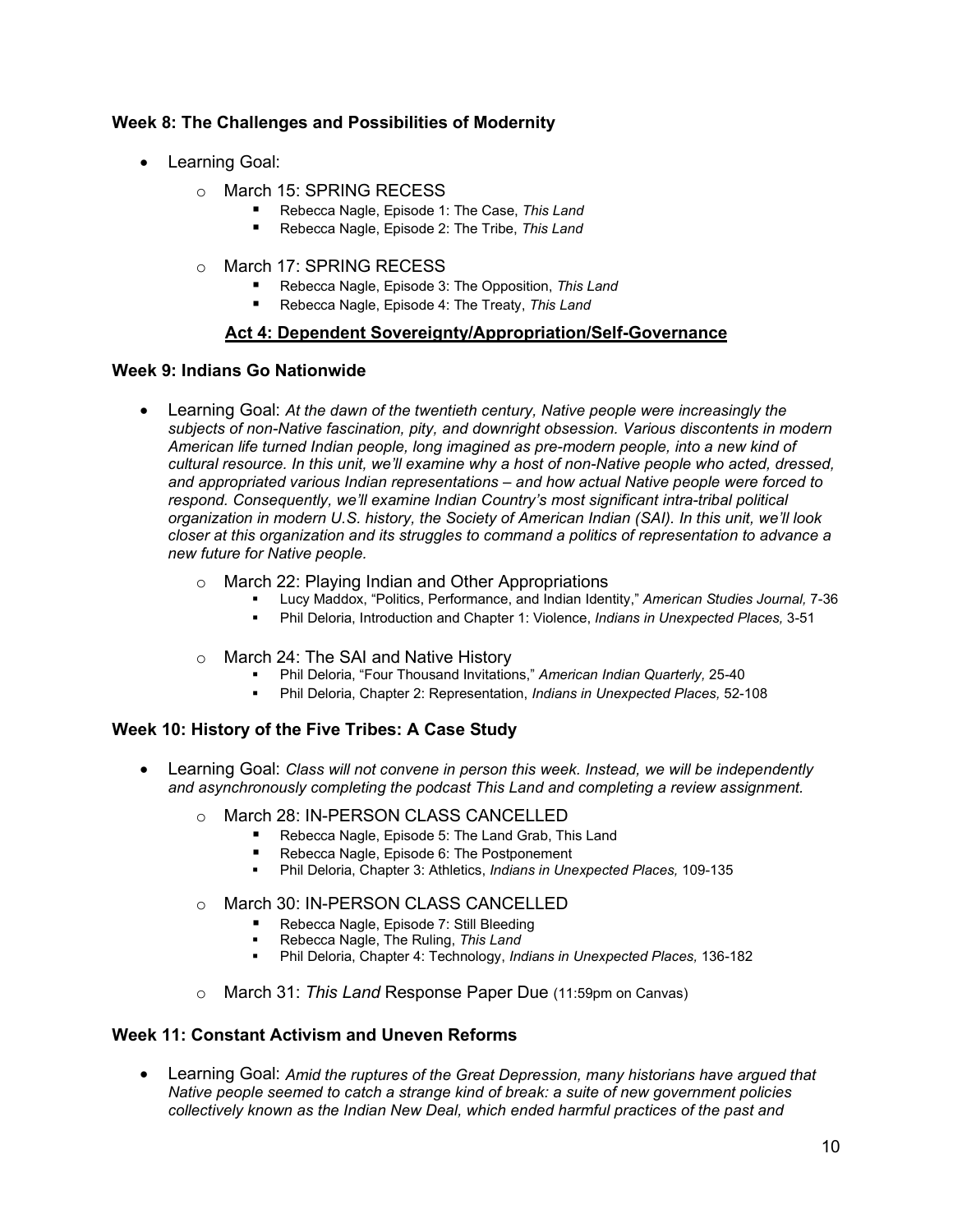### Week 8: The Challenges and Possibilities of Modernity

- Learning Goal:
  - March 15: SPRING RECESS
    - Rebecca Nagle, Episode 1: The Case, *This Land*
    - Rebecca Nagle, Episode 2: The Tribe, *This Land*
  - March 17: SPRING RECESS
    - Rebecca Nagle, Episode 3: The Opposition, *This Land*
    - Rebecca Nagle, Episode 4: The Treaty, *This Land*

## Act 4: Dependent Sovereignty/Appropriation/Self-Governance

### Week 9: Indians Go Nationwide

- Learning Goal: *At the dawn of the twentieth century, Native people were increasingly the subjects of non-Native fascination, pity, and downright obsession. Various discontents in modern American life turned Indian people, long imagined as pre-modern people, into a new kind of cultural resource. In this unit, we'll examine why a host of non-Native people who acted, dressed, and appropriated various Indian representations – and how actual Native people were forced to respond. Consequently, we'll examine Indian Country's most significant intra-tribal political organization in modern U.S. history, the Society of American Indian (SAI). In this unit, we'll look closer at this organization and its struggles to command a politics of representation to advance a new future for Native people.*
  - March 22: Playing Indian and Other Appropriations
    - Lucy Maddox, "Politics, Performance, and Indian Identity," *American Studies Journal,* 7-36
    - Phil Deloria, Introduction and Chapter 1: Violence, *Indians in Unexpected Places,* 3-51
  - March 24: The SAI and Native History
    - Phil Deloria, "Four Thousand Invitations," *American Indian Quarterly,* 25-40
    - Phil Deloria, Chapter 2: Representation, *Indians in Unexpected Places,* 52-108

### Week 10: History of the Five Tribes: A Case Study

- Learning Goal: *Class will not convene in person this week. Instead, we will be independently and asynchronously completing the podcast This Land and completing a review assignment.*
  - March 28: IN-PERSON CLASS CANCELLED
    - Rebecca Nagle, Episode 5: The Land Grab, This Land
    - Rebecca Nagle, Episode 6: The Postponement
    - Phil Deloria, Chapter 3: Athletics, *Indians in Unexpected Places,* 109-135
  - March 30: IN-PERSON CLASS CANCELLED
    - Rebecca Nagle, Episode 7: Still Bleeding
    - Rebecca Nagle, The Ruling, *This Land*
    - Phil Deloria, Chapter 4: Technology, *Indians in Unexpected Places,* 136-182
  - March 31: *This Land* Response Paper Due (11:59pm on Canvas)

### Week 11: Constant Activism and Uneven Reforms

- Learning Goal: *Amid the ruptures of the Great Depression, many historians have argued that Native people seemed to catch a strange kind of break: a suite of new government policies collectively known as the Indian New Deal, which ended harmful practices of the past and*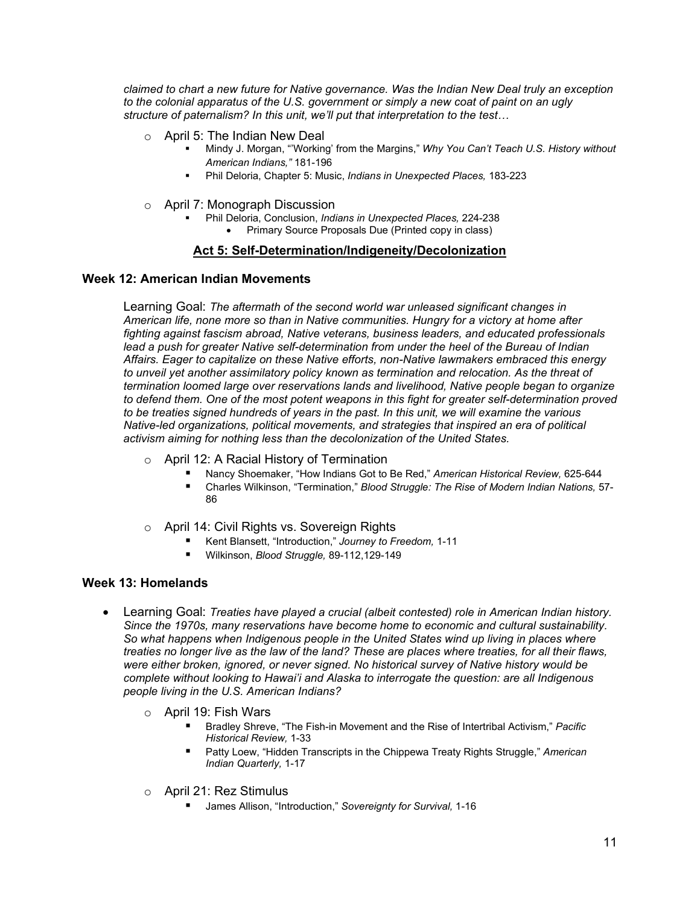*claimed to chart a new future for Native governance. Was the Indian New Deal truly an exception to the colonial apparatus of the U.S. government or simply a new coat of paint on an ugly structure of paternalism? In this unit, we'll put that interpretation to the test…*

- April 5: The Indian New Deal
  - Mindy J. Morgan, "'Working' from the Margins," *Why You Can't Teach U.S. History without American Indians,"* 181-196
  - Phil Deloria, Chapter 5: Music, *Indians in Unexpected Places,* 183-223

- April 7: Monograph Discussion
  - Phil Deloria, Conclusion, *Indians in Unexpected Places,* 224-238
    - Primary Source Proposals Due (Printed copy in class)

## Act 5: Self-Determination/Indigeneity/Decolonization

### Week 12: American Indian Movements

Learning Goal: *The aftermath of the second world war unleased significant changes in American life, none more so than in Native communities. Hungry for a victory at home after fighting against fascism abroad, Native veterans, business leaders, and educated professionals lead a push for greater Native self-determination from under the heel of the Bureau of Indian Affairs. Eager to capitalize on these Native efforts, non-Native lawmakers embraced this energy to unveil yet another assimilatory policy known as termination and relocation. As the threat of termination loomed large over reservations lands and livelihood, Native people began to organize to defend them. One of the most potent weapons in this fight for greater self-determination proved to be treaties signed hundreds of years in the past. In this unit, we will examine the various Native-led organizations, political movements, and strategies that inspired an era of political activism aiming for nothing less than the decolonization of the United States.*

- April 12: A Racial History of Termination
  - Nancy Shoemaker, "How Indians Got to Be Red," *American Historical Review,* 625-644
  - Charles Wilkinson, "Termination," *Blood Struggle: The Rise of Modern Indian Nations,* 57-86

- April 14: Civil Rights vs. Sovereign Rights
  - Kent Blansett, "Introduction," *Journey to Freedom,* 1-11
  - Wilkinson, *Blood Struggle,* 89-112,129-149

### Week 13: Homelands

- Learning Goal: *Treaties have played a crucial (albeit contested) role in American Indian history. Since the 1970s, many reservations have become home to economic and cultural sustainability. So what happens when Indigenous people in the United States wind up living in places where treaties no longer live as the law of the land? These are places where treaties, for all their flaws, were either broken, ignored, or never signed. No historical survey of Native history would be complete without looking to Hawai'i and Alaska to interrogate the question: are all Indigenous people living in the U.S. American Indians?*

  - April 19: Fish Wars
    - Bradley Shreve, "The Fish-in Movement and the Rise of Intertribal Activism," *Pacific Historical Review,* 1-33
    - Patty Loew, "Hidden Transcripts in the Chippewa Treaty Rights Struggle," *American Indian Quarterly,* 1-17

  - April 21: Rez Stimulus
    - James Allison, "Introduction," *Sovereignty for Survival,* 1-16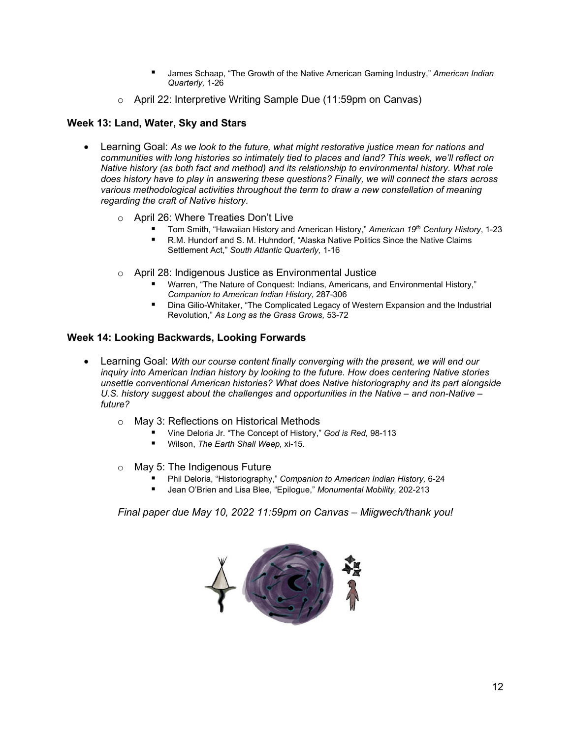- James Schaap, "The Growth of the Native American Gaming Industry," *American Indian Quarterly*, 1-26
- April 22: Interpretive Writing Sample Due (11:59pm on Canvas)

### Week 13: Land, Water, Sky and Stars

- Learning Goal: *As we look to the future, what might restorative justice mean for nations and communities with long histories so intimately tied to places and land? This week, we'll reflect on Native history (as both fact and method) and its relationship to environmental history. What role does history have to play in answering these questions? Finally, we will connect the stars across various methodological activities throughout the term to draw a new constellation of meaning regarding the craft of Native history.*
  - April 26: Where Treaties Don't Live
    - Tom Smith, "Hawaiian History and American History," *American 19th Century History*, 1-23
    - R.M. Hundorf and S. M. Huhndorf, "Alaska Native Politics Since the Native Claims Settlement Act," *South Atlantic Quarterly,* 1-16
  - April 28: Indigenous Justice as Environmental Justice
    - Warren, "The Nature of Conquest: Indians, Americans, and Environmental History," *Companion to American Indian History,* 287-306
    - Dina Gilio-Whitaker, "The Complicated Legacy of Western Expansion and the Industrial Revolution," *As Long as the Grass Grows,* 53-72

### Week 14: Looking Backwards, Looking Forwards

- Learning Goal: *With our course content finally converging with the present, we will end our inquiry into American Indian history by looking to the future. How does centering Native stories unsettle conventional American histories? What does Native historiography and its part alongside U.S. history suggest about the challenges and opportunities in the Native – and non-Native – future?*
  - May 3: Reflections on Historical Methods
    - Vine Deloria Jr. "The Concept of History," *God is Red*, 98-113
    - Wilson, *The Earth Shall Weep,* xi-15.
  - May 5: The Indigenous Future
    - Phil Deloria, "Historiography," *Companion to American Indian History,* 6-24
    - Jean O'Brien and Lisa Blee, "Epilogue," *Monumental Mobility,* 202-213

*Final paper due May 10, 2022 11:59pm on Canvas – Miigwech/thank you!*